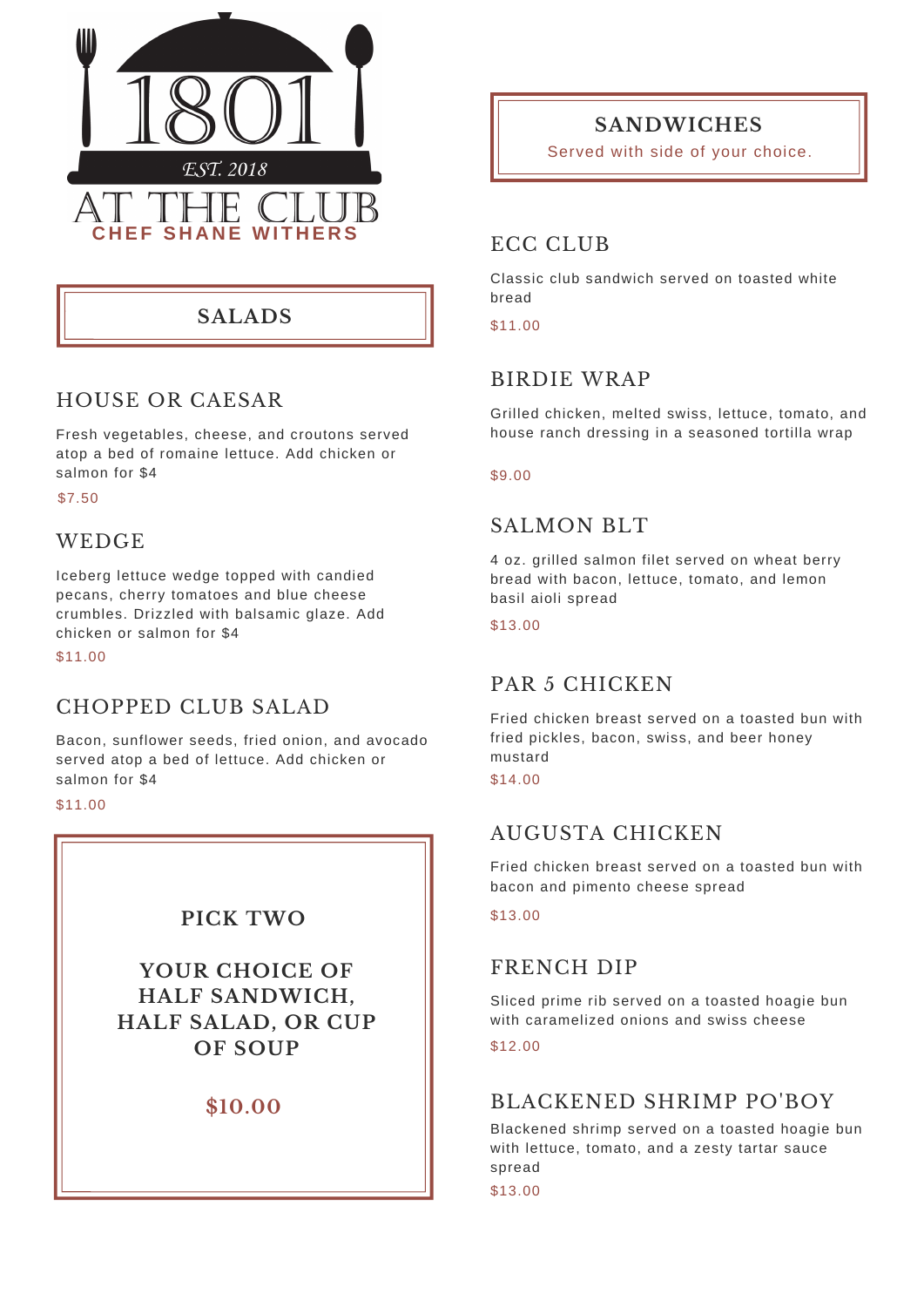# 1801

*EST. 2018*

# AT THE CLUB

CHEF SHANE WITHERS

## SALADS

### HOUSE OR CAESAR

Fresh vegetables, cheese, and croutons served atop a bed of romaine lettuce. Add chicken or salmon for $4

$7.50

### WEDGE

Iceberg lettuce wedge topped with candied pecans, cherry tomatoes and blue cheese crumbles. Drizzled with balsamic glaze. Add chicken or salmon for $4

$11.00

### CHOPPED CLUB SALAD

Bacon, sunflower seeds, fried onion, and avocado served atop a bed of lettuce. Add chicken or salmon for $4

$11.00

## PICK TWO

**YOUR CHOICE OF HALF SANDWICH, HALF SALAD, OR CUP OF SOUP**

**$10.00**

## SANDWICHES

Served with side of your choice.

### ECC CLUB

Classic club sandwich served on toasted white bread

$11.00

### BIRDIE WRAP

Grilled chicken, melted swiss, lettuce, tomato, and house ranch dressing in a seasoned tortilla wrap

$9.00

### SALMON BLT

4 oz. grilled salmon filet served on wheat berry bread with bacon, lettuce, tomato, and lemon basil aioli spread

$13.00

### PAR 5 CHICKEN

Fried chicken breast served on a toasted bun with fried pickles, bacon, swiss, and beer honey mustard

$14.00

### AUGUSTA CHICKEN

Fried chicken breast served on a toasted bun with bacon and pimento cheese spread

$13.00

### FRENCH DIP

Sliced prime rib served on a toasted hoagie bun with caramelized onions and swiss cheese

$12.00

### BLACKENED SHRIMP PO'BOY

Blackened shrimp served on a toasted hoagie bun with lettuce, tomato, and a zesty tartar sauce spread

$13.00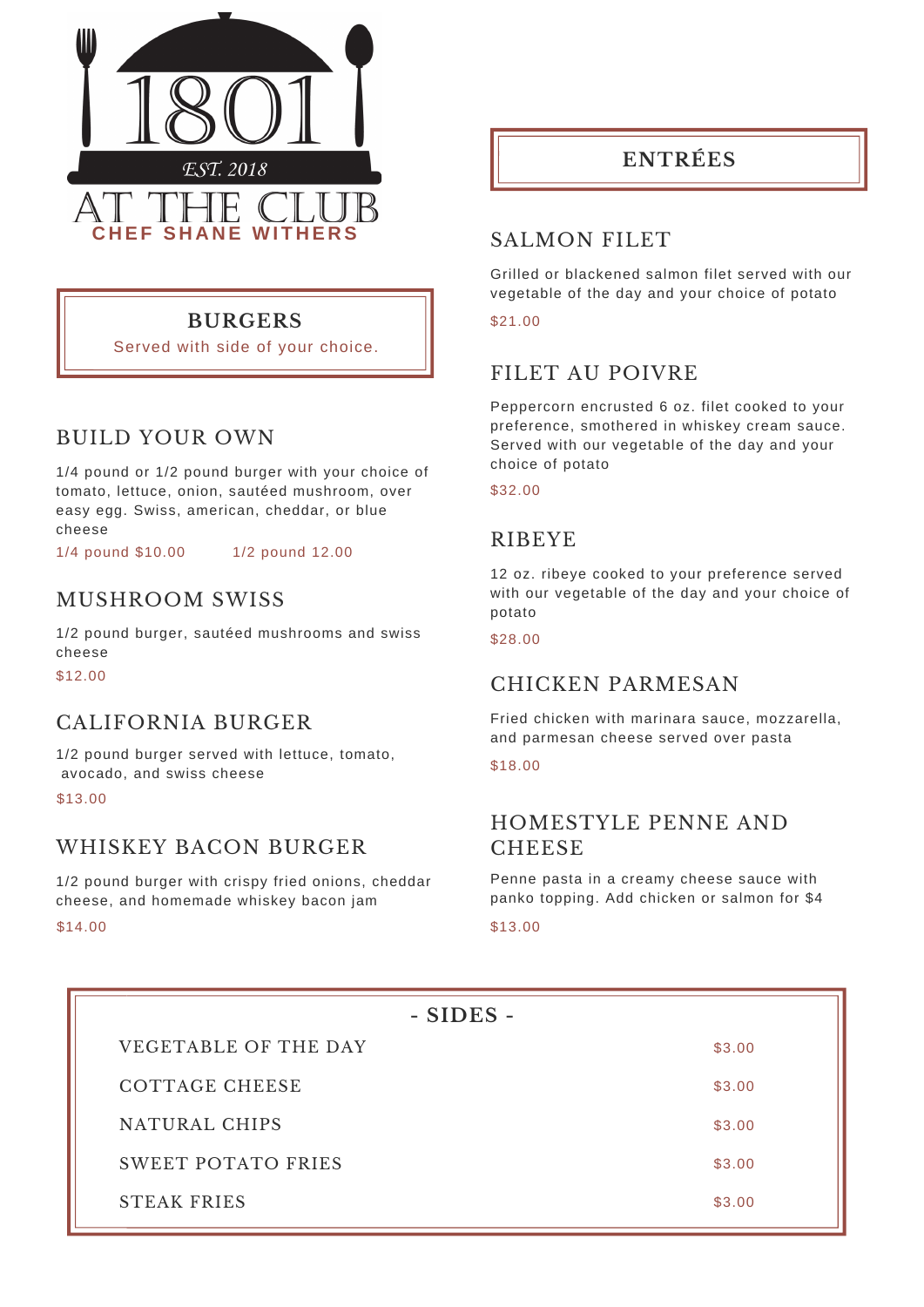# 1801 AT THE CLUB

EST. 2018

CHEF SHANE WITHERS

## BURGERS

Served with side of your choice.

### BUILD YOUR OWN

1/4 pound or 1/2 pound burger with your choice of tomato, lettuce, onion, sautéed mushroom, over easy egg. Swiss, american, cheddar, or blue cheese

1/4 pound $10.00 1/2 pound 12.00

### MUSHROOM SWISS

1/2 pound burger, sautéed mushrooms and swiss cheese

$12.00

### CALIFORNIA BURGER

1/2 pound burger served with lettuce, tomato, avocado, and swiss cheese

$13.00

### WHISKEY BACON BURGER

1/2 pound burger with crispy fried onions, cheddar cheese, and homemade whiskey bacon jam

$14.00

## ENTRÉES

### SALMON FILET

Grilled or blackened salmon filet served with our vegetable of the day and your choice of potato

$21.00

### FILET AU POIVRE

Peppercorn encrusted 6 oz. filet cooked to your preference, smothered in whiskey cream sauce. Served with our vegetable of the day and your choice of potato

$32.00

### RIBEYE

12 oz. ribeye cooked to your preference served with our vegetable of the day and your choice of potato

$28.00

### CHICKEN PARMESAN

Fried chicken with marinara sauce, mozzarella, and parmesan cheese served over pasta

$18.00

### HOMESTYLE PENNE AND CHEESE

Penne pasta in a creamy cheese sauce with panko topping. Add chicken or salmon for $4

$13.00

## - SIDES -

| | |
|---|---|
| VEGETABLE OF THE DAY | $3.00 |
| COTTAGE CHEESE | $3.00 |
| NATURAL CHIPS | $3.00 |
| SWEET POTATO FRIES | $3.00 |
| STEAK FRIES | $3.00 |